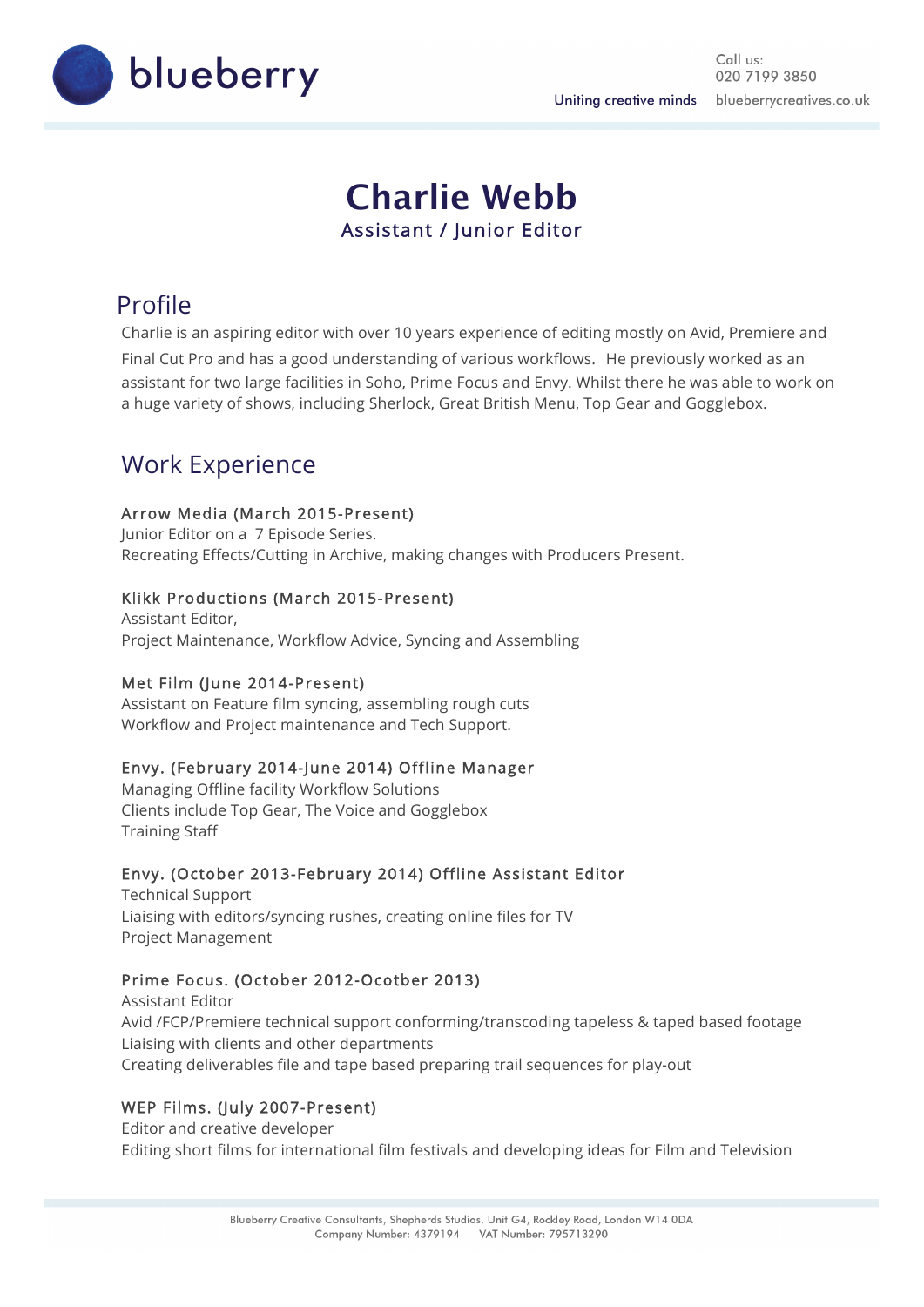# Charlie Webb

### Assistant / Junior Editor

## Profile

Charlie is an aspiring editor with over 10 years experience of editing mostly on Avid, Premiere and Final Cut Pro and has a good understanding of various workflows. He previously worked as an assistant for two large facilities in Soho, Prime Focus and Envy. Whilst there he was able to work on a huge variety of shows, including Sherlock, Great British Menu, Top Gear and Gogglebox.

## Work Experience

**Arrow Media (March 2015-Present)**
Junior Editor on a 7 Episode Series.
Recreating Effects/Cutting in Archive, making changes with Producers Present.

**Klikk Productions (March 2015-Present)**
Assistant Editor,
Project Maintenance, Workflow Advice, Syncing and Assembling

**Met Film (June 2014-Present)**
Assistant on Feature film syncing, assembling rough cuts
Workflow and Project maintenance and Tech Support.

**Envy. (February 2014-June 2014) Offline Manager**
Managing Offline facility Workflow Solutions
Clients include Top Gear, The Voice and Gogglebox
Training Staff

**Envy. (October 2013-February 2014) Offline Assistant Editor**
Technical Support
Liaising with editors/syncing rushes, creating online files for TV
Project Management

**Prime Focus. (October 2012-Ocotber 2013)**
Assistant Editor
Avid /FCP/Premiere technical support conforming/transcoding tapeless & taped based footage
Liaising with clients and other departments
Creating deliverables file and tape based preparing trail sequences for play-out

**WEP Films. (July 2007-Present)**
Editor and creative developer
Editing short films for international film festivals and developing ideas for Film and Television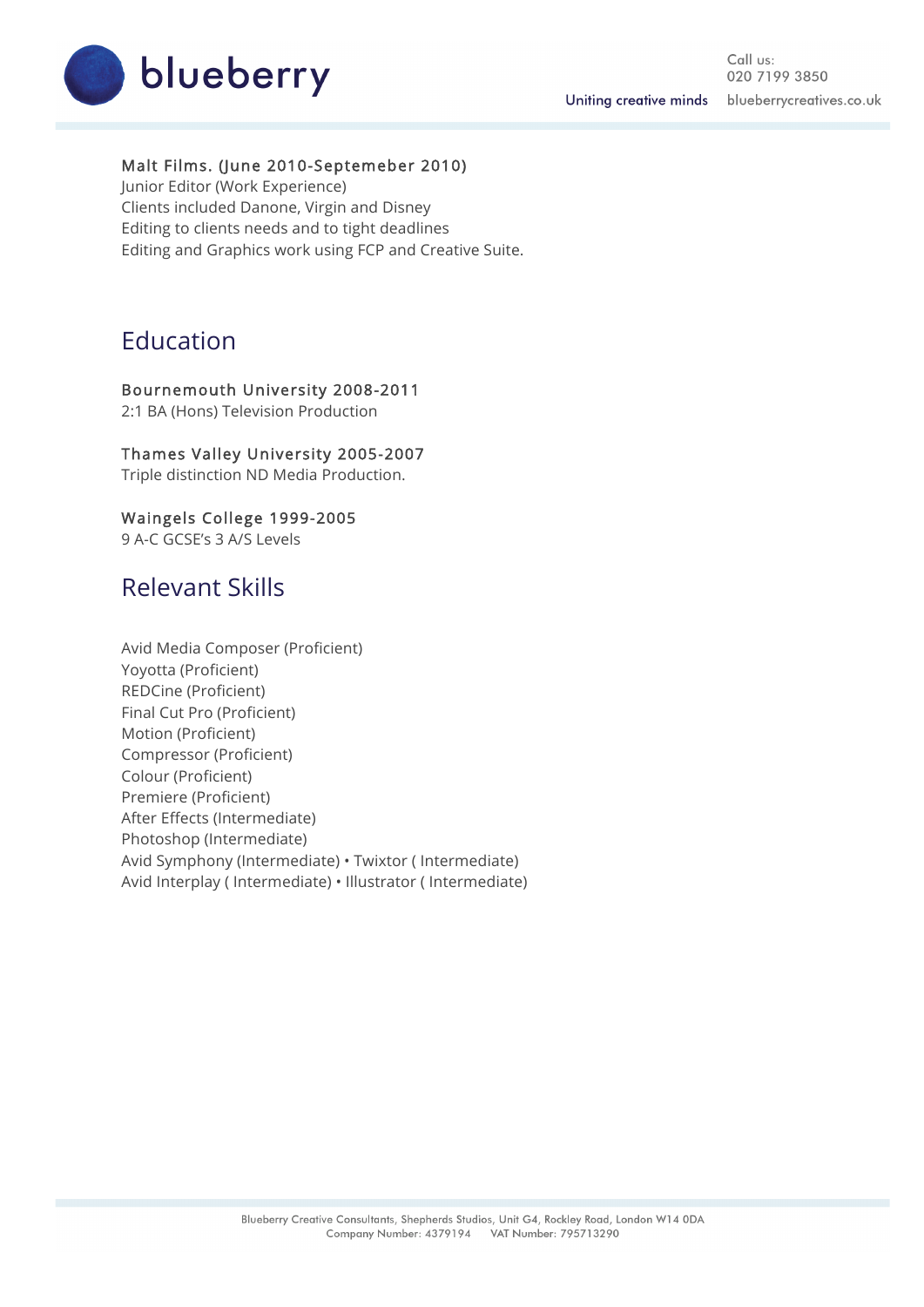**Malt Films. (June 2010-Septemeber 2010)**
Junior Editor (Work Experience)
Clients included Danone, Virgin and Disney
Editing to clients needs and to tight deadlines
Editing and Graphics work using FCP and Creative Suite.

## Education

**Bournemouth University 2008-2011**
2:1 BA (Hons) Television Production

**Thames Valley University 2005-2007**
Triple distinction ND Media Production.

**Waingels College 1999-2005**
9 A-C GCSE's 3 A/S Levels

## Relevant Skills

Avid Media Composer (Proficient)
Yoyotta (Proficient)
REDCine (Proficient)
Final Cut Pro (Proficient)
Motion (Proficient)
Compressor (Proficient)
Colour (Proficient)
Premiere (Proficient)
After Effects (Intermediate)
Photoshop (Intermediate)
Avid Symphony (Intermediate) • Twixtor ( Intermediate)
Avid Interplay ( Intermediate) • Illustrator ( Intermediate)